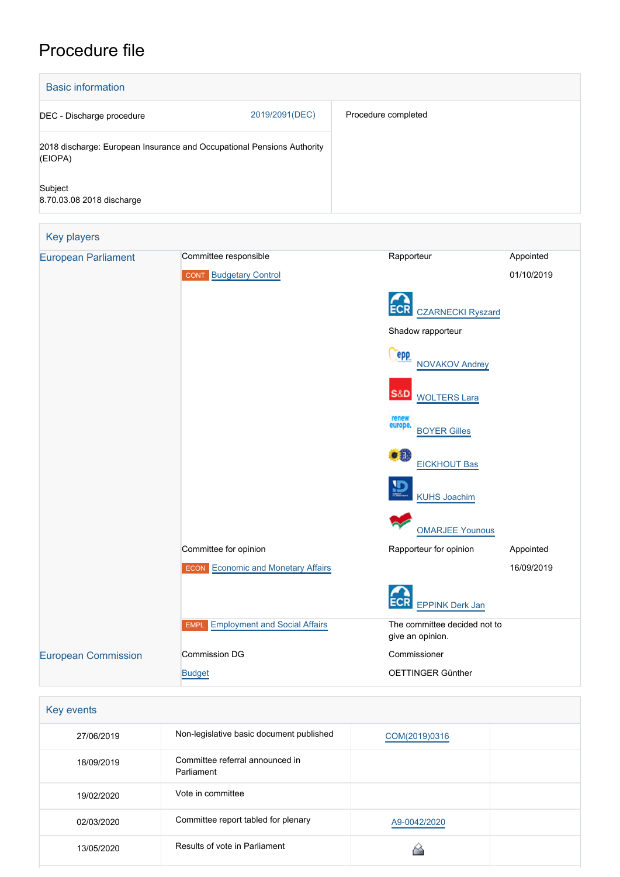# Procedure file

## Basic information

| | | |
|---|---|---|
| DEC - Discharge procedure | 2019/2091(DEC) | Procedure completed |
| 2018 discharge: European Insurance and Occupational Pensions Authority (EIOPA) | | |
| Subject<br>8.70.03.08 2018 discharge | | |

## Key players

| | | | |
|---|---|---|---|
| European Parliament | Committee responsible | Rapporteur | Appointed |
| | CONT Budgetary Control | | 01/10/2019 |
| | | ECR CZARNECKI Ryszard | |
| | | Shadow rapporteur | |
| | | EPP NOVAKOV Andrey | |
| | | S&D WOLTERS Lara | |
| | | renew europe. BOYER Gilles | |
| | | EICKHOUT Bas | |
| | | KUHS Joachim | |
| | | OMARJEE Younous | |
| | Committee for opinion | Rapporteur for opinion | Appointed |
| | ECON Economic and Monetary Affairs | | 16/09/2019 |
| | | ECR EPPINK Derk Jan | |
| | EMPL Employment and Social Affairs | The committee decided not to give an opinion. | |
| European Commission | Commission DG | Commissioner | |
| | Budget | OETTINGER Günther | |

## Key events

| | | | |
|---|---|---|---|
| 27/06/2019 | Non-legislative basic document published | COM(2019)0316 | |
| 18/09/2019 | Committee referral announced in Parliament | | |
| 19/02/2020 | Vote in committee | | |
| 02/03/2020 | Committee report tabled for plenary | A9-0042/2020 | |
| 13/05/2020 | Results of vote in Parliament | | |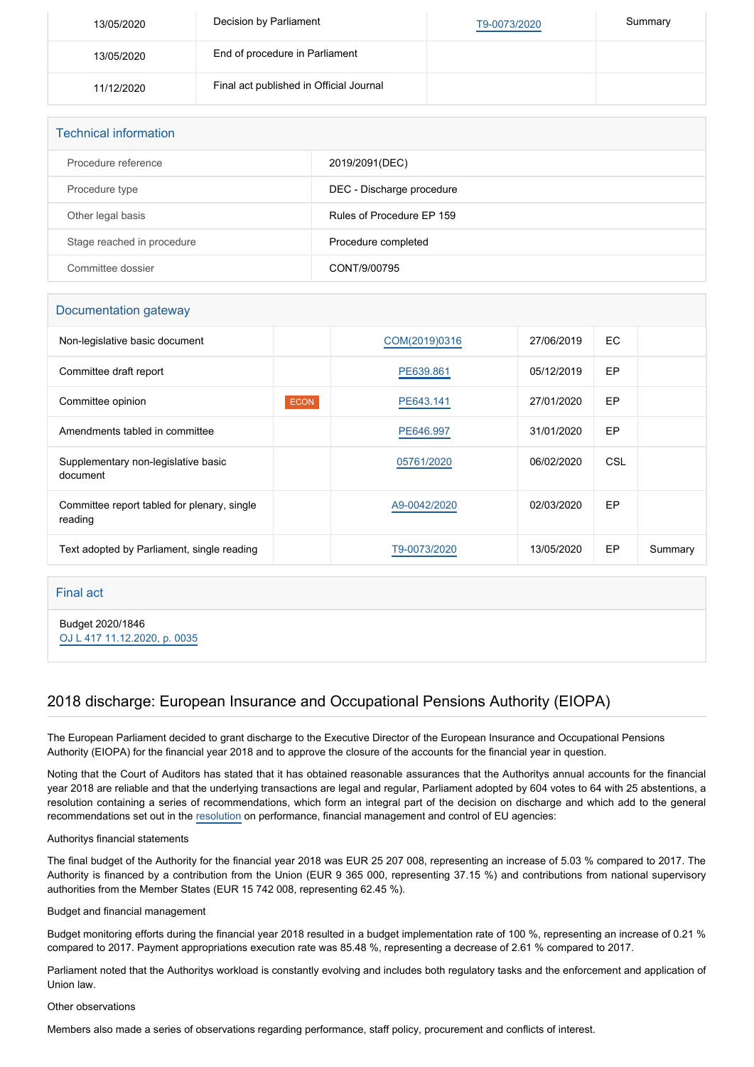| | | | |
|---|---|---|---|
| 13/05/2020 | Decision by Parliament | T9-0073/2020 | Summary |
| 13/05/2020 | End of procedure in Parliament | | |
| 11/12/2020 | Final act published in Official Journal | | |

## Technical information

| | |
|---|---|
| Procedure reference | 2019/2091(DEC) |
| Procedure type | DEC - Discharge procedure |
| Other legal basis | Rules of Procedure EP 159 |
| Stage reached in procedure | Procedure completed |
| Committee dossier | CONT/9/00795 |

## Documentation gateway

| | | | | | |
|---|---|---|---|---|---|
| Non-legislative basic document | | COM(2019)0316 | 27/06/2019 | EC | |
| Committee draft report | | PE639.861 | 05/12/2019 | EP | |
| Committee opinion | ECON | PE643.141 | 27/01/2020 | EP | |
| Amendments tabled in committee | | PE646.997 | 31/01/2020 | EP | |
| Supplementary non-legislative basic document | | 05761/2020 | 06/02/2020 | CSL | |
| Committee report tabled for plenary, single reading | | A9-0042/2020 | 02/03/2020 | EP | |
| Text adopted by Parliament, single reading | | T9-0073/2020 | 13/05/2020 | EP | Summary |

## Final act

Budget 2020/1846
OJ L 417 11.12.2020, p. 0035

## 2018 discharge: European Insurance and Occupational Pensions Authority (EIOPA)

The European Parliament decided to grant discharge to the Executive Director of the European Insurance and Occupational Pensions Authority (EIOPA) for the financial year 2018 and to approve the closure of the accounts for the financial year in question.

Noting that the Court of Auditors has stated that it has obtained reasonable assurances that the Authoritys annual accounts for the financial year 2018 are reliable and that the underlying transactions are legal and regular, Parliament adopted by 604 votes to 64 with 25 abstentions, a resolution containing a series of recommendations, which form an integral part of the decision on discharge and which add to the general recommendations set out in the resolution on performance, financial management and control of EU agencies:

Authoritys financial statements

The final budget of the Authority for the financial year 2018 was EUR 25 207 008, representing an increase of 5.03 % compared to 2017. The Authority is financed by a contribution from the Union (EUR 9 365 000, representing 37.15 %) and contributions from national supervisory authorities from the Member States (EUR 15 742 008, representing 62.45 %).

Budget and financial management

Budget monitoring efforts during the financial year 2018 resulted in a budget implementation rate of 100 %, representing an increase of 0.21 % compared to 2017. Payment appropriations execution rate was 85.48 %, representing a decrease of 2.61 % compared to 2017.

Parliament noted that the Authoritys workload is constantly evolving and includes both regulatory tasks and the enforcement and application of Union law.

Other observations

Members also made a series of observations regarding performance, staff policy, procurement and conflicts of interest.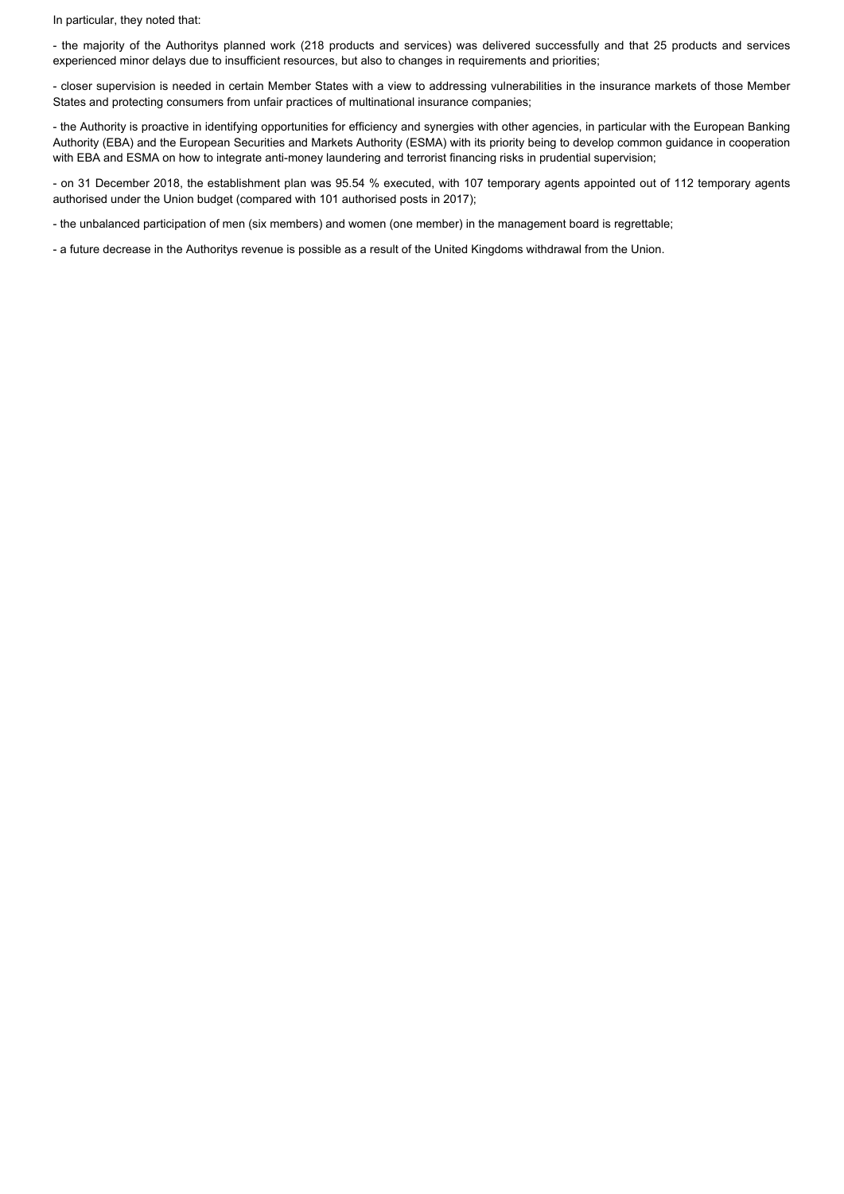In particular, they noted that:

- the majority of the Authoritys planned work (218 products and services) was delivered successfully and that 25 products and services experienced minor delays due to insufficient resources, but also to changes in requirements and priorities;

- closer supervision is needed in certain Member States with a view to addressing vulnerabilities in the insurance markets of those Member States and protecting consumers from unfair practices of multinational insurance companies;

- the Authority is proactive in identifying opportunities for efficiency and synergies with other agencies, in particular with the European Banking Authority (EBA) and the European Securities and Markets Authority (ESMA) with its priority being to develop common guidance in cooperation with EBA and ESMA on how to integrate anti-money laundering and terrorist financing risks in prudential supervision;

- on 31 December 2018, the establishment plan was 95.54 % executed, with 107 temporary agents appointed out of 112 temporary agents authorised under the Union budget (compared with 101 authorised posts in 2017);

- the unbalanced participation of men (six members) and women (one member) in the management board is regrettable;

- a future decrease in the Authoritys revenue is possible as a result of the United Kingdoms withdrawal from the Union.